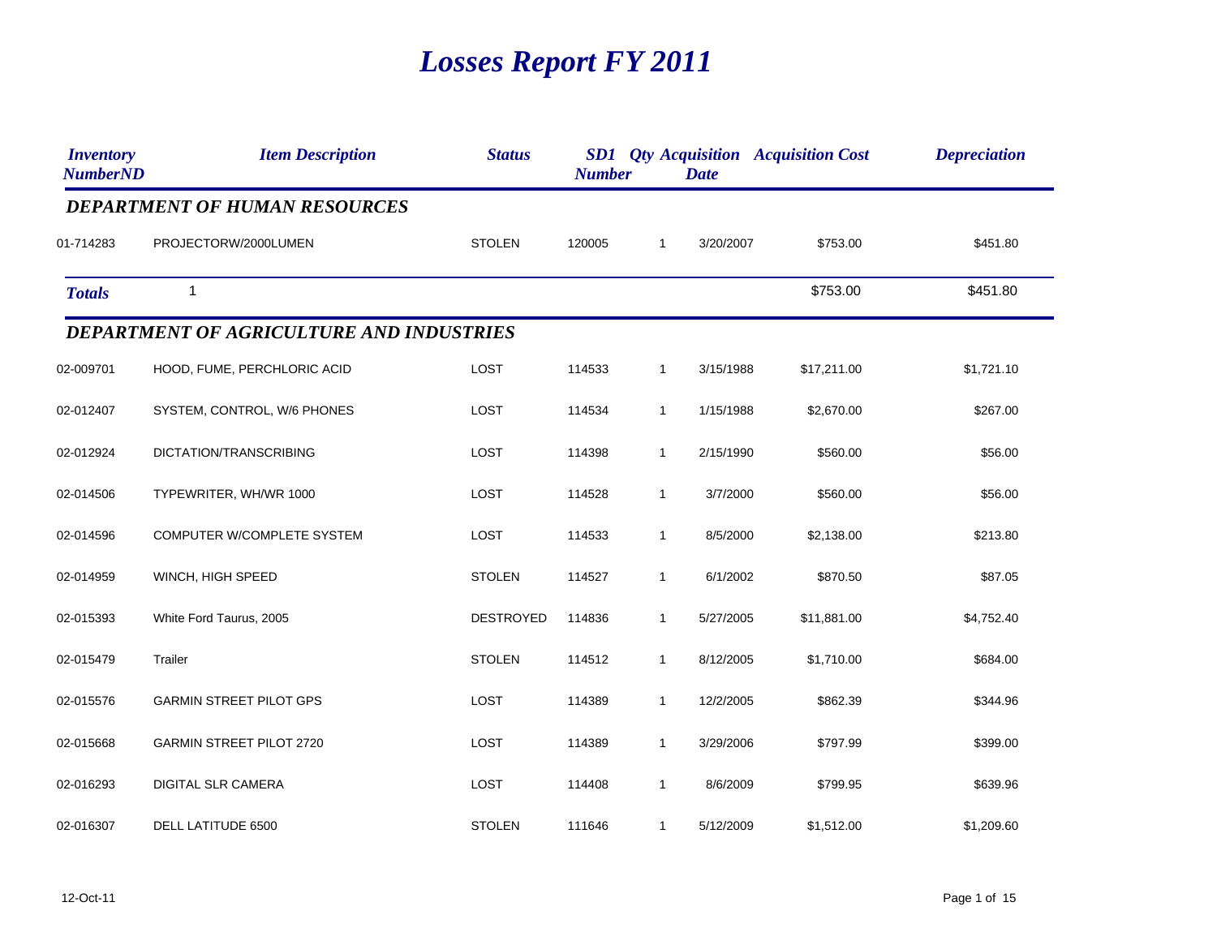# Losses Report FY 2011

| Inventory NumberND | Item Description | Status | SD1 Number | Qty | Acquisition Date | Acquisition Cost | Depreciation |
|---|---|---|---|---|---|---|---|
| ***DEPARTMENT OF HUMAN RESOURCES*** | | | | | | | |
| 01-714283 | PROJECTORW/2000LUMEN | STOLEN | 120005 | 1 | 3/20/2007 | $753.00 | $451.80 |
| ***Totals*** | 1 | | | | | $753.00 | $451.80 |
| ***DEPARTMENT OF AGRICULTURE AND INDUSTRIES*** | | | | | | | |
| 02-009701 | HOOD, FUME, PERCHLORIC ACID | LOST | 114533 | 1 | 3/15/1988 | $17,211.00 | $1,721.10 |
| 02-012407 | SYSTEM, CONTROL, W/6 PHONES | LOST | 114534 | 1 | 1/15/1988 | $2,670.00 | $267.00 |
| 02-012924 | DICTATION/TRANSCRIBING | LOST | 114398 | 1 | 2/15/1990 | $560.00 | $56.00 |
| 02-014506 | TYPEWRITER, WH/WR 1000 | LOST | 114528 | 1 | 3/7/2000 | $560.00 | $56.00 |
| 02-014596 | COMPUTER W/COMPLETE SYSTEM | LOST | 114533 | 1 | 8/5/2000 | $2,138.00 | $213.80 |
| 02-014959 | WINCH, HIGH SPEED | STOLEN | 114527 | 1 | 6/1/2002 | $870.50 | $87.05 |
| 02-015393 | White Ford Taurus, 2005 | DESTROYED | 114836 | 1 | 5/27/2005 | $11,881.00 | $4,752.40 |
| 02-015479 | Trailer | STOLEN | 114512 | 1 | 8/12/2005 | $1,710.00 | $684.00 |
| 02-015576 | GARMIN STREET PILOT GPS | LOST | 114389 | 1 | 12/2/2005 | $862.39 | $344.96 |
| 02-015668 | GARMIN STREET PILOT 2720 | LOST | 114389 | 1 | 3/29/2006 | $797.99 | $399.00 |
| 02-016293 | DIGITAL SLR CAMERA | LOST | 114408 | 1 | 8/6/2009 | $799.95 | $639.96 |
| 02-016307 | DELL LATITUDE 6500 | STOLEN | 111646 | 1 | 5/12/2009 | $1,512.00 | $1,209.60 |

12-Oct-11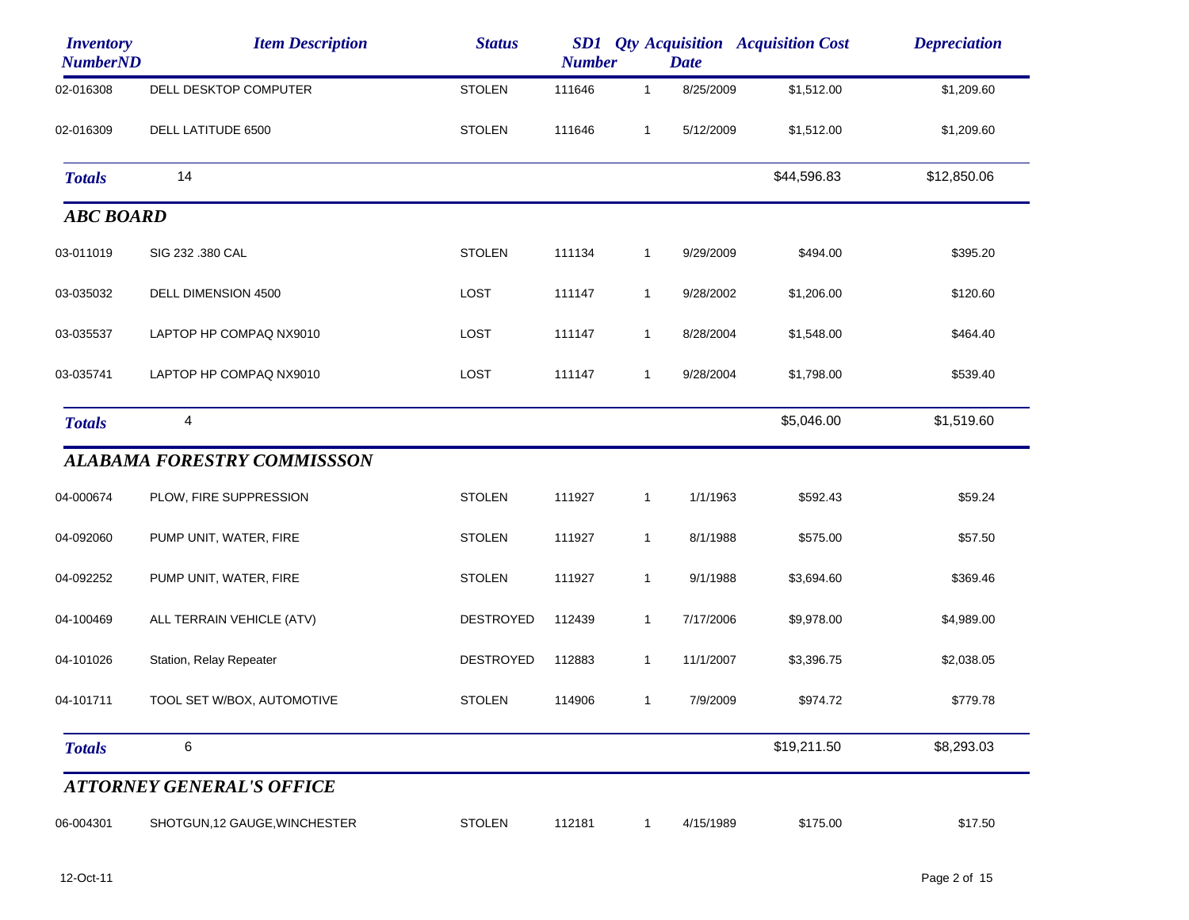| Inventory NumberND | Item Description | Status | SD1 Number | Qty | Acquisition Date | Acquisition Cost | Depreciation |
|---|---|---|---|---|---|---|---|
| 02-016308 | DELL DESKTOP COMPUTER | STOLEN | 111646 | 1 | 8/25/2009 | $1,512.00 | $1,209.60 |
| 02-016309 | DELL LATITUDE 6500 | STOLEN | 111646 | 1 | 5/12/2009 | $1,512.00 | $1,209.60 |
| ***Totals*** | 14 | | | | | $44,596.83 | $12,850.06 |
| ***ABC BOARD*** | | | | | | | |
| 03-011019 | SIG 232 .380 CAL | STOLEN | 111134 | 1 | 9/29/2009 | $494.00 | $395.20 |
| 03-035032 | DELL DIMENSION 4500 | LOST | 111147 | 1 | 9/28/2002 | $1,206.00 | $120.60 |
| 03-035537 | LAPTOP HP COMPAQ NX9010 | LOST | 111147 | 1 | 8/28/2004 | $1,548.00 | $464.40 |
| 03-035741 | LAPTOP HP COMPAQ NX9010 | LOST | 111147 | 1 | 9/28/2004 | $1,798.00 | $539.40 |
| ***Totals*** | 4 | | | | | $5,046.00 | $1,519.60 |
| ***ALABAMA FORESTRY COMMISSSON*** | | | | | | | |
| 04-000674 | PLOW, FIRE SUPPRESSION | STOLEN | 111927 | 1 | 1/1/1963 | $592.43 | $59.24 |
| 04-092060 | PUMP UNIT, WATER, FIRE | STOLEN | 111927 | 1 | 8/1/1988 | $575.00 | $57.50 |
| 04-092252 | PUMP UNIT, WATER, FIRE | STOLEN | 111927 | 1 | 9/1/1988 | $3,694.60 | $369.46 |
| 04-100469 | ALL TERRAIN VEHICLE (ATV) | DESTROYED | 112439 | 1 | 7/17/2006 | $9,978.00 | $4,989.00 |
| 04-101026 | Station, Relay Repeater | DESTROYED | 112883 | 1 | 11/1/2007 | $3,396.75 | $2,038.05 |
| 04-101711 | TOOL SET W/BOX, AUTOMOTIVE | STOLEN | 114906 | 1 | 7/9/2009 | $974.72 | $779.78 |
| ***Totals*** | 6 | | | | | $19,211.50 | $8,293.03 |
| ***ATTORNEY GENERAL'S OFFICE*** | | | | | | | |
| 06-004301 | SHOTGUN,12 GAUGE,WINCHESTER | STOLEN | 112181 | 1 | 4/15/1989 | $175.00 | $17.50 |

12-Oct-11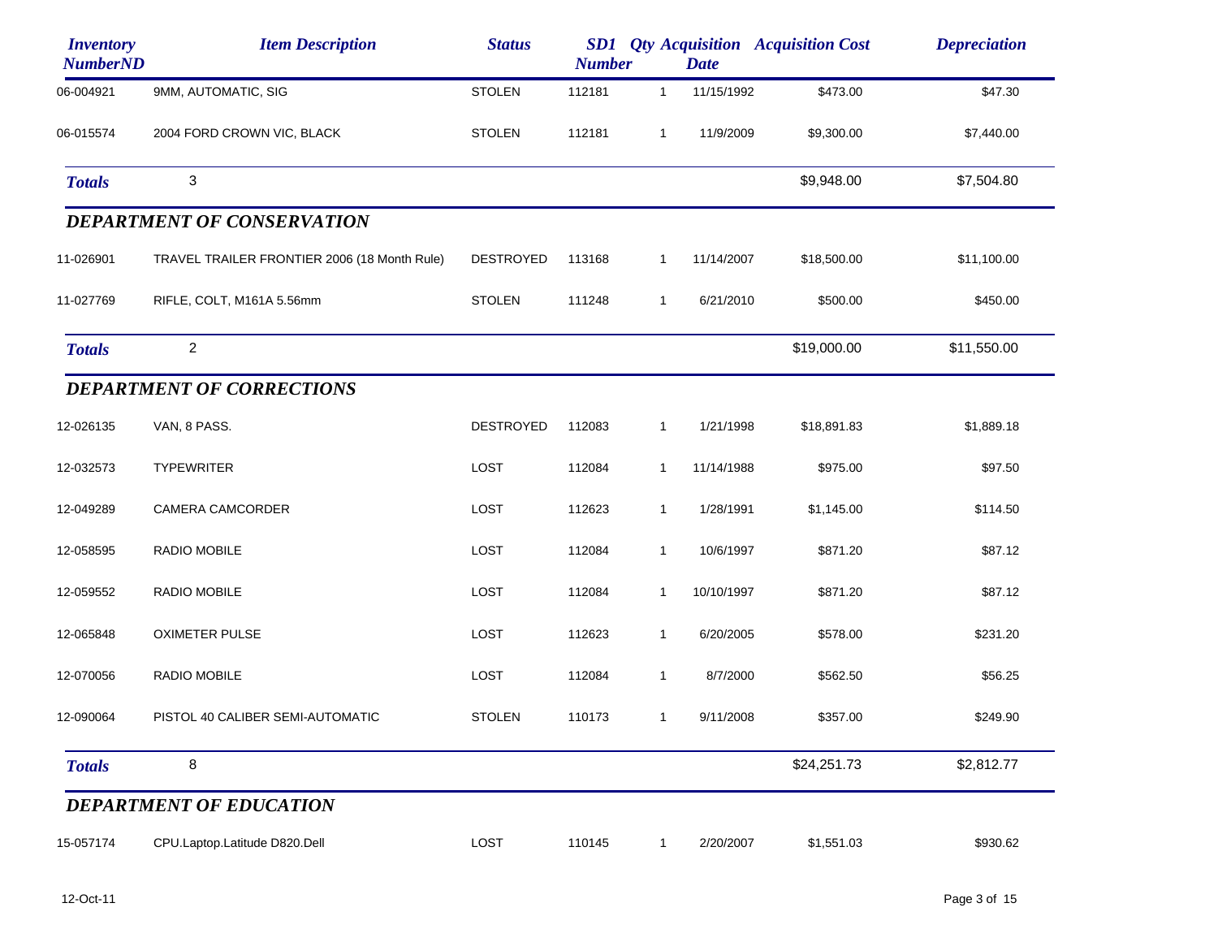| Inventory NumberND | Item Description | Status | SD1 Number | Qty | Acquisition Date | Acquisition Cost | Depreciation |
|---|---|---|---|---|---|---|---|
| 06-004921 | 9MM, AUTOMATIC, SIG | STOLEN | 112181 | 1 | 11/15/1992 | $473.00 | $47.30 |
| 06-015574 | 2004 FORD CROWN VIC, BLACK | STOLEN | 112181 | 1 | 11/9/2009 | $9,300.00 | $7,440.00 |
| ***Totals*** | 3 | | | | | $9,948.00 | $7,504.80 |

### *DEPARTMENT OF CONSERVATION*

| Inventory NumberND | Item Description | Status | SD1 Number | Qty | Acquisition Date | Acquisition Cost | Depreciation |
|---|---|---|---|---|---|---|---|
| 11-026901 | TRAVEL TRAILER FRONTIER 2006 (18 Month Rule) | DESTROYED | 113168 | 1 | 11/14/2007 | $18,500.00 | $11,100.00 |
| 11-027769 | RIFLE, COLT, M161A 5.56mm | STOLEN | 111248 | 1 | 6/21/2010 | $500.00 | $450.00 |
| ***Totals*** | 2 | | | | | $19,000.00 | $11,550.00 |

### *DEPARTMENT OF CORRECTIONS*

| Inventory NumberND | Item Description | Status | SD1 Number | Qty | Acquisition Date | Acquisition Cost | Depreciation |
|---|---|---|---|---|---|---|---|
| 12-026135 | VAN, 8 PASS. | DESTROYED | 112083 | 1 | 1/21/1998 | $18,891.83 | $1,889.18 |
| 12-032573 | TYPEWRITER | LOST | 112084 | 1 | 11/14/1988 | $975.00 | $97.50 |
| 12-049289 | CAMERA CAMCORDER | LOST | 112623 | 1 | 1/28/1991 | $1,145.00 | $114.50 |
| 12-058595 | RADIO MOBILE | LOST | 112084 | 1 | 10/6/1997 | $871.20 | $87.12 |
| 12-059552 | RADIO MOBILE | LOST | 112084 | 1 | 10/10/1997 | $871.20 | $87.12 |
| 12-065848 | OXIMETER PULSE | LOST | 112623 | 1 | 6/20/2005 | $578.00 | $231.20 |
| 12-070056 | RADIO MOBILE | LOST | 112084 | 1 | 8/7/2000 | $562.50 | $56.25 |
| 12-090064 | PISTOL 40 CALIBER SEMI-AUTOMATIC | STOLEN | 110173 | 1 | 9/11/2008 | $357.00 | $249.90 |
| ***Totals*** | 8 | | | | | $24,251.73 | $2,812.77 |

### *DEPARTMENT OF EDUCATION*

| Inventory NumberND | Item Description | Status | SD1 Number | Qty | Acquisition Date | Acquisition Cost | Depreciation |
|---|---|---|---|---|---|---|---|
| 15-057174 | CPU.Laptop.Latitude D820.Dell | LOST | 110145 | 1 | 2/20/2007 | $1,551.03 | $930.62 |

12-Oct-11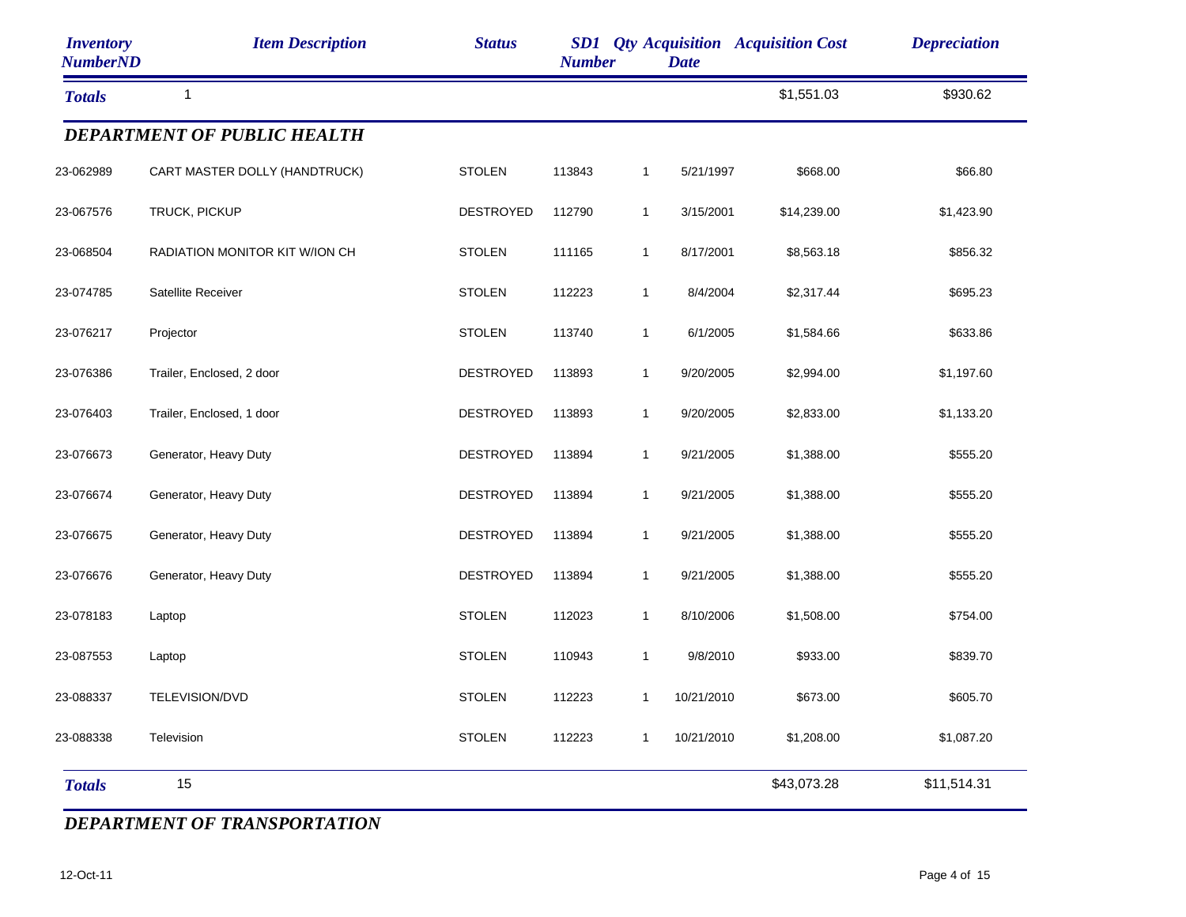| Inventory NumberND | Item Description | Status | SD1 Number | Qty | Acquisition Date | Acquisition Cost | Depreciation |
|---|---|---|---|---|---|---|---|
| ***Totals*** | 1 | | | | | $1,551.03 | $930.62 |

## *DEPARTMENT OF PUBLIC HEALTH*

| Inventory NumberND | Item Description | Status | SD1 Number | Qty | Acquisition Date | Acquisition Cost | Depreciation |
|---|---|---|---|---|---|---|---|
| 23-062989 | CART MASTER DOLLY (HANDTRUCK) | STOLEN | 113843 | 1 | 5/21/1997 | $668.00 | $66.80 |
| 23-067576 | TRUCK, PICKUP | DESTROYED | 112790 | 1 | 3/15/2001 | $14,239.00 | $1,423.90 |
| 23-068504 | RADIATION MONITOR KIT W/ION CH | STOLEN | 111165 | 1 | 8/17/2001 | $8,563.18 | $856.32 |
| 23-074785 | Satellite Receiver | STOLEN | 112223 | 1 | 8/4/2004 | $2,317.44 | $695.23 |
| 23-076217 | Projector | STOLEN | 113740 | 1 | 6/1/2005 | $1,584.66 | $633.86 |
| 23-076386 | Trailer, Enclosed, 2 door | DESTROYED | 113893 | 1 | 9/20/2005 | $2,994.00 | $1,197.60 |
| 23-076403 | Trailer, Enclosed, 1 door | DESTROYED | 113893 | 1 | 9/20/2005 | $2,833.00 | $1,133.20 |
| 23-076673 | Generator, Heavy Duty | DESTROYED | 113894 | 1 | 9/21/2005 | $1,388.00 | $555.20 |
| 23-076674 | Generator, Heavy Duty | DESTROYED | 113894 | 1 | 9/21/2005 | $1,388.00 | $555.20 |
| 23-076675 | Generator, Heavy Duty | DESTROYED | 113894 | 1 | 9/21/2005 | $1,388.00 | $555.20 |
| 23-076676 | Generator, Heavy Duty | DESTROYED | 113894 | 1 | 9/21/2005 | $1,388.00 | $555.20 |
| 23-078183 | Laptop | STOLEN | 112023 | 1 | 8/10/2006 | $1,508.00 | $754.00 |
| 23-087553 | Laptop | STOLEN | 110943 | 1 | 9/8/2010 | $933.00 | $839.70 |
| 23-088337 | TELEVISION/DVD | STOLEN | 112223 | 1 | 10/21/2010 | $673.00 | $605.70 |
| 23-088338 | Television | STOLEN | 112223 | 1 | 10/21/2010 | $1,208.00 | $1,087.20 |
| ***Totals*** | 15 | | | | | $43,073.28 | $11,514.31 |

## *DEPARTMENT OF TRANSPORTATION*

12-Oct-11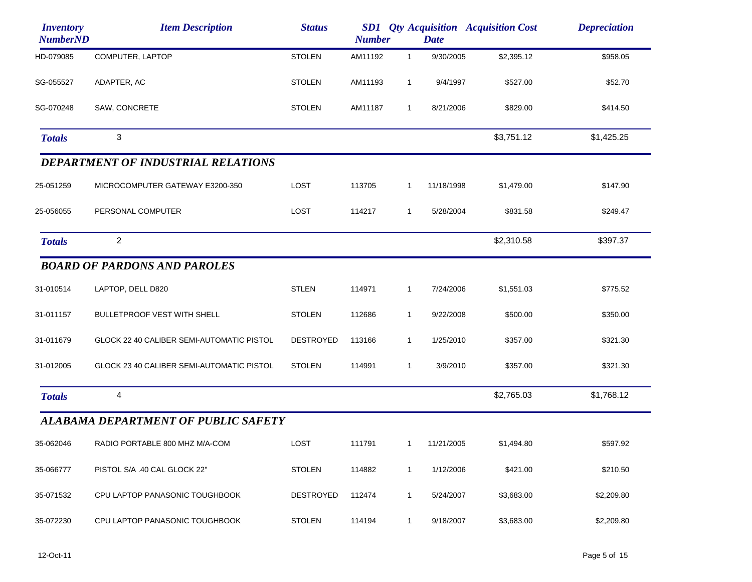| Inventory NumberND | Item Description | Status | SD1 Number | Qty | Acquisition Date | Acquisition Cost | Depreciation |
|---|---|---|---|---|---|---|---|
| HD-079085 | COMPUTER, LAPTOP | STOLEN | AM11192 | 1 | 9/30/2005 | $2,395.12 | $958.05 |
| SG-055527 | ADAPTER, AC | STOLEN | AM11193 | 1 | 9/4/1997 | $527.00 | $52.70 |
| SG-070248 | SAW, CONCRETE | STOLEN | AM11187 | 1 | 8/21/2006 | $829.00 | $414.50 |
| ***Totals*** | 3 | | | | | $3,751.12 | $1,425.25 |

### *DEPARTMENT OF INDUSTRIAL RELATIONS*

| Inventory NumberND | Item Description | Status | SD1 Number | Qty | Acquisition Date | Acquisition Cost | Depreciation |
|---|---|---|---|---|---|---|---|
| 25-051259 | MICROCOMPUTER GATEWAY E3200-350 | LOST | 113705 | 1 | 11/18/1998 | $1,479.00 | $147.90 |
| 25-056055 | PERSONAL COMPUTER | LOST | 114217 | 1 | 5/28/2004 | $831.58 | $249.47 |
| ***Totals*** | 2 | | | | | $2,310.58 | $397.37 |

### *BOARD OF PARDONS AND PAROLES*

| Inventory NumberND | Item Description | Status | SD1 Number | Qty | Acquisition Date | Acquisition Cost | Depreciation |
|---|---|---|---|---|---|---|---|
| 31-010514 | LAPTOP, DELL D820 | STLEN | 114971 | 1 | 7/24/2006 | $1,551.03 | $775.52 |
| 31-011157 | BULLETPROOF VEST WITH SHELL | STOLEN | 112686 | 1 | 9/22/2008 | $500.00 | $350.00 |
| 31-011679 | GLOCK 22 40 CALIBER SEMI-AUTOMATIC PISTOL | DESTROYED | 113166 | 1 | 1/25/2010 | $357.00 | $321.30 |
| 31-012005 | GLOCK 23 40 CALIBER SEMI-AUTOMATIC PISTOL | STOLEN | 114991 | 1 | 3/9/2010 | $357.00 | $321.30 |
| ***Totals*** | 4 | | | | | $2,765.03 | $1,768.12 |

### *ALABAMA DEPARTMENT OF PUBLIC SAFETY*

| Inventory NumberND | Item Description | Status | SD1 Number | Qty | Acquisition Date | Acquisition Cost | Depreciation |
|---|---|---|---|---|---|---|---|
| 35-062046 | RADIO PORTABLE 800 MHZ M/A-COM | LOST | 111791 | 1 | 11/21/2005 | $1,494.80 | $597.92 |
| 35-066777 | PISTOL S/A .40 CAL GLOCK 22" | STOLEN | 114882 | 1 | 1/12/2006 | $421.00 | $210.50 |
| 35-071532 | CPU LAPTOP PANASONIC TOUGHBOOK | DESTROYED | 112474 | 1 | 5/24/2007 | $3,683.00 | $2,209.80 |
| 35-072230 | CPU LAPTOP PANASONIC TOUGHBOOK | STOLEN | 114194 | 1 | 9/18/2007 | $3,683.00 | $2,209.80 |

12-Oct-11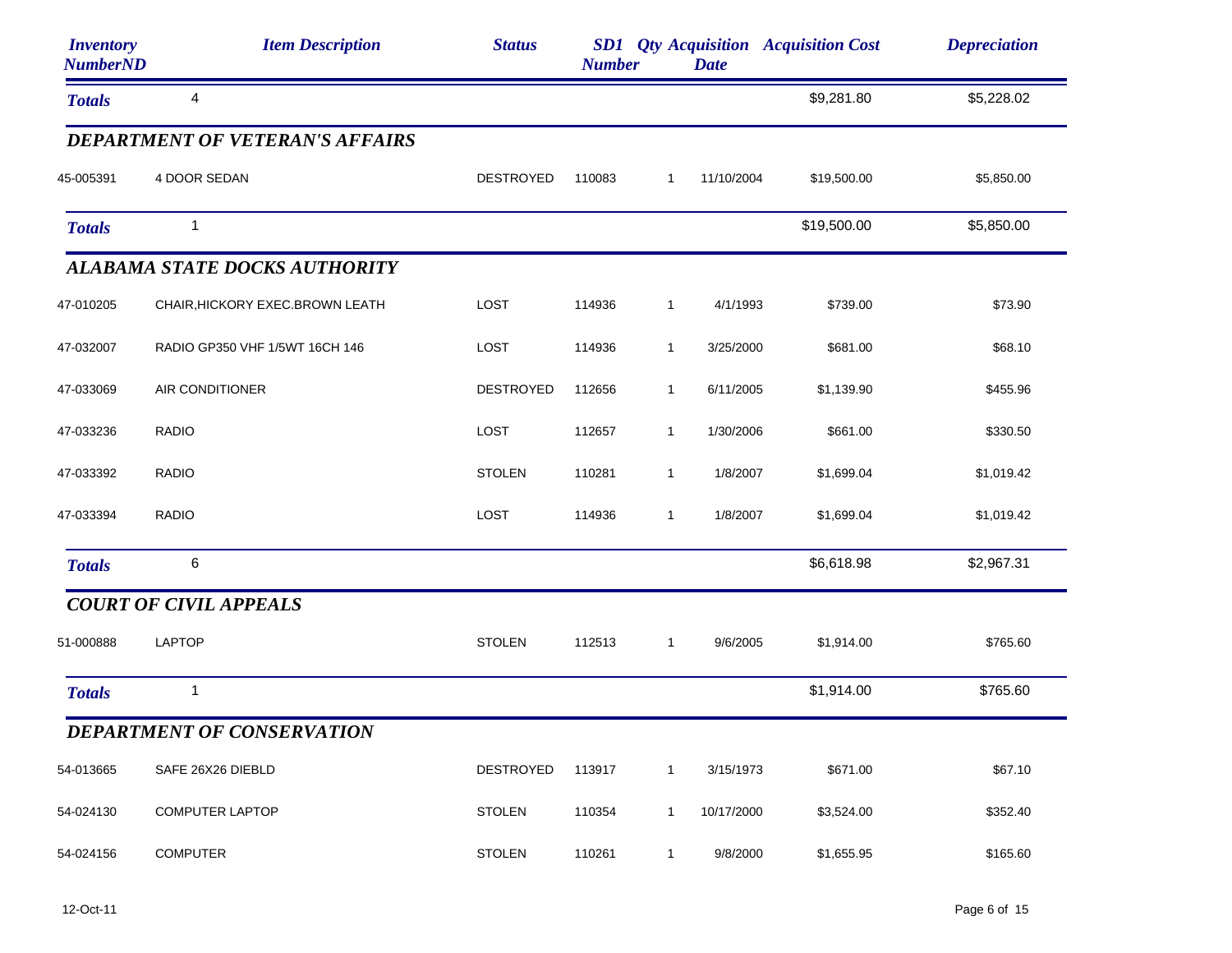| Inventory NumberND | Item Description | Status | SD1 Number | Qty | Acquisition Date | Acquisition Cost | Depreciation |
|---|---|---|---|---|---|---|---|
| **Totals** | 4 | | | | | $9,281.80 | $5,228.02 |

### DEPARTMENT OF VETERAN'S AFFAIRS

| Inventory NumberND | Item Description | Status | SD1 Number | Qty | Acquisition Date | Acquisition Cost | Depreciation |
|---|---|---|---|---|---|---|---|
| 45-005391 | 4 DOOR SEDAN | DESTROYED | 110083 | 1 | 11/10/2004 | $19,500.00 | $5,850.00 |
| **Totals** | 1 | | | | | $19,500.00 | $5,850.00 |

### ALABAMA STATE DOCKS AUTHORITY

| Inventory NumberND | Item Description | Status | SD1 Number | Qty | Acquisition Date | Acquisition Cost | Depreciation |
|---|---|---|---|---|---|---|---|
| 47-010205 | CHAIR,HICKORY EXEC.BROWN LEATH | LOST | 114936 | 1 | 4/1/1993 | $739.00 | $73.90 |
| 47-032007 | RADIO GP350 VHF 1/5WT 16CH 146 | LOST | 114936 | 1 | 3/25/2000 | $681.00 | $68.10 |
| 47-033069 | AIR CONDITIONER | DESTROYED | 112656 | 1 | 6/11/2005 | $1,139.90 | $455.96 |
| 47-033236 | RADIO | LOST | 112657 | 1 | 1/30/2006 | $661.00 | $330.50 |
| 47-033392 | RADIO | STOLEN | 110281 | 1 | 1/8/2007 | $1,699.04 | $1,019.42 |
| 47-033394 | RADIO | LOST | 114936 | 1 | 1/8/2007 | $1,699.04 | $1,019.42 |
| **Totals** | 6 | | | | | $6,618.98 | $2,967.31 |

### COURT OF CIVIL APPEALS

| Inventory NumberND | Item Description | Status | SD1 Number | Qty | Acquisition Date | Acquisition Cost | Depreciation |
|---|---|---|---|---|---|---|---|
| 51-000888 | LAPTOP | STOLEN | 112513 | 1 | 9/6/2005 | $1,914.00 | $765.60 |
| **Totals** | 1 | | | | | $1,914.00 | $765.60 |

### DEPARTMENT OF CONSERVATION

| Inventory NumberND | Item Description | Status | SD1 Number | Qty | Acquisition Date | Acquisition Cost | Depreciation |
|---|---|---|---|---|---|---|---|
| 54-013665 | SAFE 26X26 DIEBLD | DESTROYED | 113917 | 1 | 3/15/1973 | $671.00 | $67.10 |
| 54-024130 | COMPUTER LAPTOP | STOLEN | 110354 | 1 | 10/17/2000 | $3,524.00 | $352.40 |
| 54-024156 | COMPUTER | STOLEN | 110261 | 1 | 9/8/2000 | $1,655.95 | $165.60 |

12-Oct-11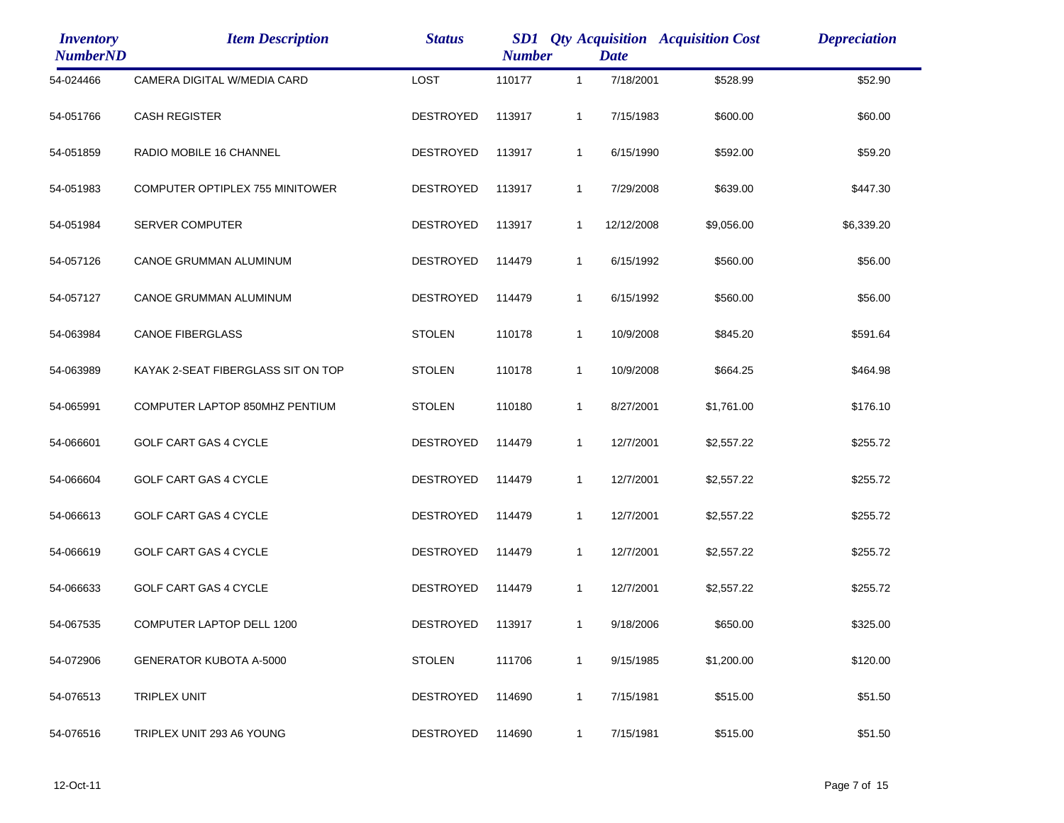| *Inventory NumberND* | *Item Description* | *Status* | *SD1 Number* | *Qty* | *Acquisition Date* | *Acquisition Cost* | *Depreciation* |
|---|---|---|---|---|---|---|---|
| 54-024466 | CAMERA DIGITAL W/MEDIA CARD | LOST | 110177 | 1 | 7/18/2001 | $528.99 | $52.90 |
| 54-051766 | CASH REGISTER | DESTROYED | 113917 | 1 | 7/15/1983 | $600.00 | $60.00 |
| 54-051859 | RADIO MOBILE 16 CHANNEL | DESTROYED | 113917 | 1 | 6/15/1990 | $592.00 | $59.20 |
| 54-051983 | COMPUTER OPTIPLEX 755 MINITOWER | DESTROYED | 113917 | 1 | 7/29/2008 | $639.00 | $447.30 |
| 54-051984 | SERVER COMPUTER | DESTROYED | 113917 | 1 | 12/12/2008 | $9,056.00 | $6,339.20 |
| 54-057126 | CANOE GRUMMAN ALUMINUM | DESTROYED | 114479 | 1 | 6/15/1992 | $560.00 | $56.00 |
| 54-057127 | CANOE GRUMMAN ALUMINUM | DESTROYED | 114479 | 1 | 6/15/1992 | $560.00 | $56.00 |
| 54-063984 | CANOE FIBERGLASS | STOLEN | 110178 | 1 | 10/9/2008 | $845.20 | $591.64 |
| 54-063989 | KAYAK 2-SEAT FIBERGLASS SIT ON TOP | STOLEN | 110178 | 1 | 10/9/2008 | $664.25 | $464.98 |
| 54-065991 | COMPUTER LAPTOP 850MHZ PENTIUM | STOLEN | 110180 | 1 | 8/27/2001 | $1,761.00 | $176.10 |
| 54-066601 | GOLF CART GAS 4 CYCLE | DESTROYED | 114479 | 1 | 12/7/2001 | $2,557.22 | $255.72 |
| 54-066604 | GOLF CART GAS 4 CYCLE | DESTROYED | 114479 | 1 | 12/7/2001 | $2,557.22 | $255.72 |
| 54-066613 | GOLF CART GAS 4 CYCLE | DESTROYED | 114479 | 1 | 12/7/2001 | $2,557.22 | $255.72 |
| 54-066619 | GOLF CART GAS 4 CYCLE | DESTROYED | 114479 | 1 | 12/7/2001 | $2,557.22 | $255.72 |
| 54-066633 | GOLF CART GAS 4 CYCLE | DESTROYED | 114479 | 1 | 12/7/2001 | $2,557.22 | $255.72 |
| 54-067535 | COMPUTER LAPTOP DELL 1200 | DESTROYED | 113917 | 1 | 9/18/2006 | $650.00 | $325.00 |
| 54-072906 | GENERATOR KUBOTA A-5000 | STOLEN | 111706 | 1 | 9/15/1985 | $1,200.00 | $120.00 |
| 54-076513 | TRIPLEX UNIT | DESTROYED | 114690 | 1 | 7/15/1981 | $515.00 | $51.50 |
| 54-076516 | TRIPLEX UNIT 293 A6 YOUNG | DESTROYED | 114690 | 1 | 7/15/1981 | $515.00 | $51.50 |

12-Oct-11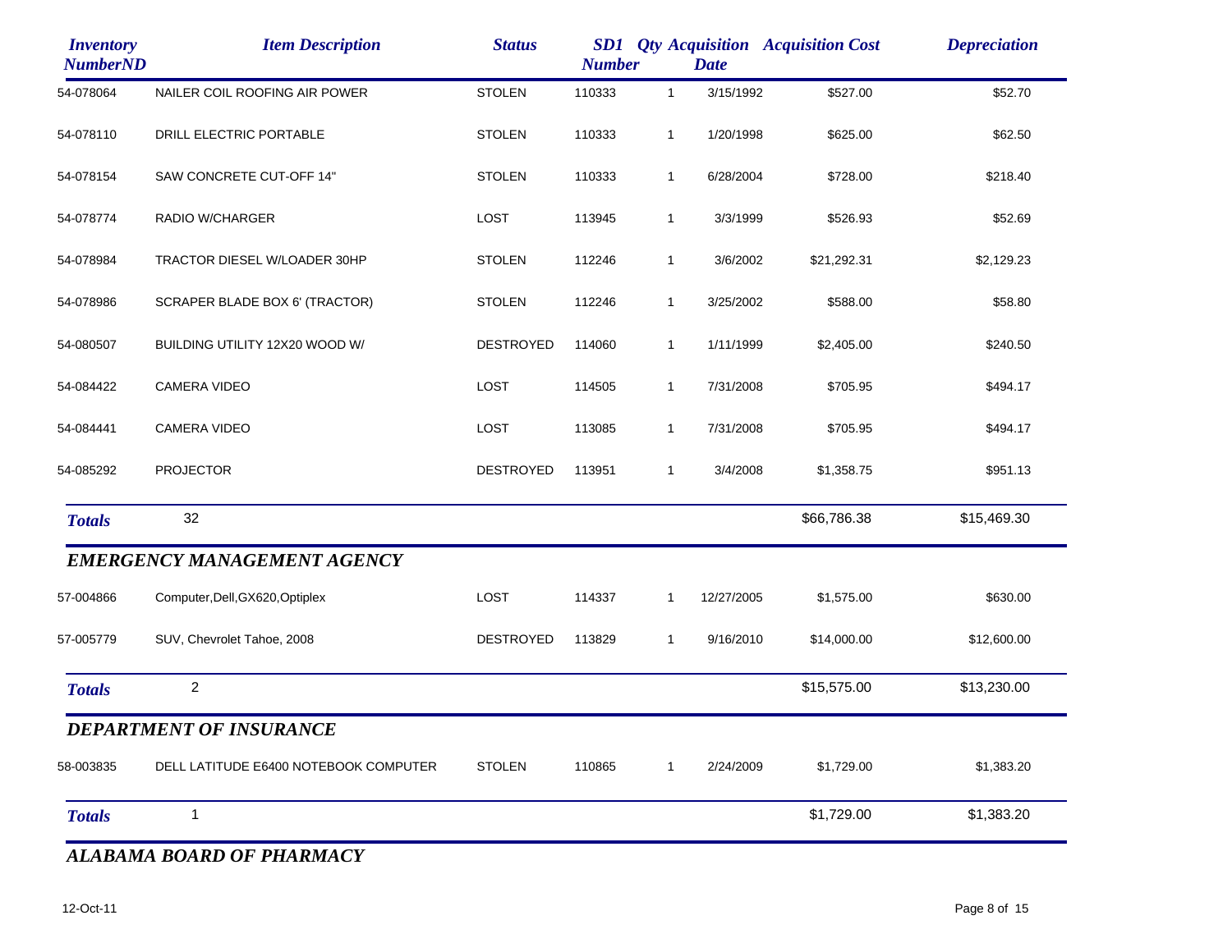| Inventory NumberND | Item Description | Status | SD1 Number | Qty | Acquisition Date | Acquisition Cost | Depreciation |
|---|---|---|---|---|---|---|---|
| 54-078064 | NAILER COIL ROOFING AIR POWER | STOLEN | 110333 | 1 | 3/15/1992 | $527.00 | $52.70 |
| 54-078110 | DRILL ELECTRIC PORTABLE | STOLEN | 110333 | 1 | 1/20/1998 | $625.00 | $62.50 |
| 54-078154 | SAW CONCRETE CUT-OFF 14" | STOLEN | 110333 | 1 | 6/28/2004 | $728.00 | $218.40 |
| 54-078774 | RADIO W/CHARGER | LOST | 113945 | 1 | 3/3/1999 | $526.93 | $52.69 |
| 54-078984 | TRACTOR DIESEL W/LOADER 30HP | STOLEN | 112246 | 1 | 3/6/2002 | $21,292.31 | $2,129.23 |
| 54-078986 | SCRAPER BLADE BOX 6' (TRACTOR) | STOLEN | 112246 | 1 | 3/25/2002 | $588.00 | $58.80 |
| 54-080507 | BUILDING UTILITY 12X20 WOOD W/ | DESTROYED | 114060 | 1 | 1/11/1999 | $2,405.00 | $240.50 |
| 54-084422 | CAMERA VIDEO | LOST | 114505 | 1 | 7/31/2008 | $705.95 | $494.17 |
| 54-084441 | CAMERA VIDEO | LOST | 113085 | 1 | 7/31/2008 | $705.95 | $494.17 |
| 54-085292 | PROJECTOR | DESTROYED | 113951 | 1 | 3/4/2008 | $1,358.75 | $951.13 |
| ***Totals*** | 32 | | | | | $66,786.38 | $15,469.30 |

## *EMERGENCY MANAGEMENT AGENCY*

| Inventory NumberND | Item Description | Status | SD1 Number | Qty | Acquisition Date | Acquisition Cost | Depreciation |
|---|---|---|---|---|---|---|---|
| 57-004866 | Computer,Dell,GX620,Optiplex | LOST | 114337 | 1 | 12/27/2005 | $1,575.00 | $630.00 |
| 57-005779 | SUV, Chevrolet Tahoe, 2008 | DESTROYED | 113829 | 1 | 9/16/2010 | $14,000.00 | $12,600.00 |
| ***Totals*** | 2 | | | | | $15,575.00 | $13,230.00 |

## *DEPARTMENT OF INSURANCE*

| Inventory NumberND | Item Description | Status | SD1 Number | Qty | Acquisition Date | Acquisition Cost | Depreciation |
|---|---|---|---|---|---|---|---|
| 58-003835 | DELL LATITUDE E6400 NOTEBOOK COMPUTER | STOLEN | 110865 | 1 | 2/24/2009 | $1,729.00 | $1,383.20 |
| ***Totals*** | 1 | | | | | $1,729.00 | $1,383.20 |

## *ALABAMA BOARD OF PHARMACY*

12-Oct-11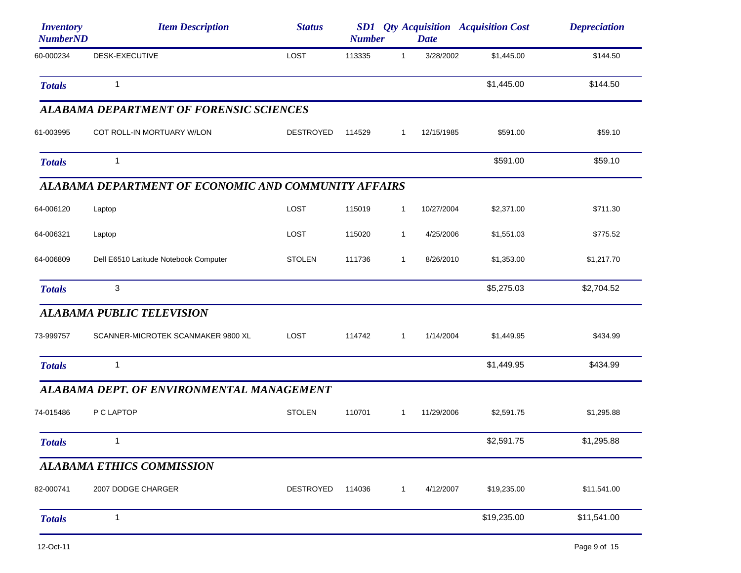| Inventory NumberND | Item Description | Status | SD1 Number | Qty | Acquisition Date | Acquisition Cost | Depreciation |
|---|---|---|---|---|---|---|---|
| 60-000234 | DESK-EXECUTIVE | LOST | 113335 | 1 | 3/28/2002 | $1,445.00 | $144.50 |
| ***Totals*** | 1 | | | | | $1,445.00 | $144.50 |

### *ALABAMA DEPARTMENT OF FORENSIC SCIENCES*

| Inventory NumberND | Item Description | Status | SD1 Number | Qty | Acquisition Date | Acquisition Cost | Depreciation |
|---|---|---|---|---|---|---|---|
| 61-003995 | COT ROLL-IN MORTUARY W/LON | DESTROYED | 114529 | 1 | 12/15/1985 | $591.00 | $59.10 |
| ***Totals*** | 1 | | | | | $591.00 | $59.10 |

### *ALABAMA DEPARTMENT OF ECONOMIC AND COMMUNITY AFFAIRS*

| Inventory NumberND | Item Description | Status | SD1 Number | Qty | Acquisition Date | Acquisition Cost | Depreciation |
|---|---|---|---|---|---|---|---|
| 64-006120 | Laptop | LOST | 115019 | 1 | 10/27/2004 | $2,371.00 | $711.30 |
| 64-006321 | Laptop | LOST | 115020 | 1 | 4/25/2006 | $1,551.03 | $775.52 |
| 64-006809 | Dell E6510 Latitude Notebook Computer | STOLEN | 111736 | 1 | 8/26/2010 | $1,353.00 | $1,217.70 |
| ***Totals*** | 3 | | | | | $5,275.03 | $2,704.52 |

### *ALABAMA PUBLIC TELEVISION*

| Inventory NumberND | Item Description | Status | SD1 Number | Qty | Acquisition Date | Acquisition Cost | Depreciation |
|---|---|---|---|---|---|---|---|
| 73-999757 | SCANNER-MICROTEK SCANMAKER 9800 XL | LOST | 114742 | 1 | 1/14/2004 | $1,449.95 | $434.99 |
| ***Totals*** | 1 | | | | | $1,449.95 | $434.99 |

### *ALABAMA DEPT. OF ENVIRONMENTAL MANAGEMENT*

| Inventory NumberND | Item Description | Status | SD1 Number | Qty | Acquisition Date | Acquisition Cost | Depreciation |
|---|---|---|---|---|---|---|---|
| 74-015486 | P C LAPTOP | STOLEN | 110701 | 1 | 11/29/2006 | $2,591.75 | $1,295.88 |
| ***Totals*** | 1 | | | | | $2,591.75 | $1,295.88 |

### *ALABAMA ETHICS COMMISSION*

| Inventory NumberND | Item Description | Status | SD1 Number | Qty | Acquisition Date | Acquisition Cost | Depreciation |
|---|---|---|---|---|---|---|---|
| 82-000741 | 2007 DODGE CHARGER | DESTROYED | 114036 | 1 | 4/12/2007 | $19,235.00 | $11,541.00 |
| ***Totals*** | 1 | | | | | $19,235.00 | $11,541.00 |

12-Oct-11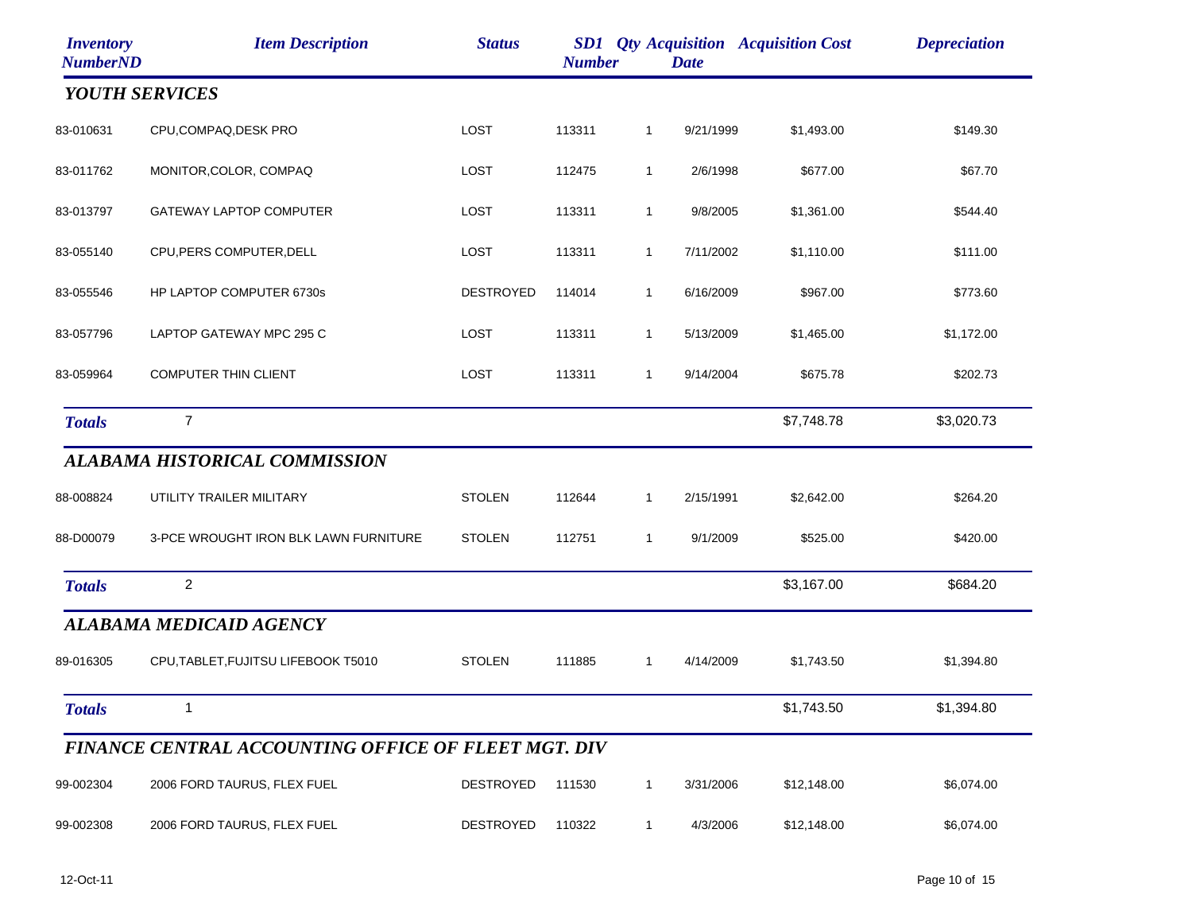| Inventory NumberND | Item Description | Status | SD1 Number | Qty | Acquisition Date | Acquisition Cost | Depreciation |
|---|---|---|---|---|---|---|---|
| ***YOUTH SERVICES*** | | | | | | | |
| 83-010631 | CPU,COMPAQ,DESK PRO | LOST | 113311 | 1 | 9/21/1999 | $1,493.00 | $149.30 |
| 83-011762 | MONITOR,COLOR, COMPAQ | LOST | 112475 | 1 | 2/6/1998 | $677.00 | $67.70 |
| 83-013797 | GATEWAY LAPTOP COMPUTER | LOST | 113311 | 1 | 9/8/2005 | $1,361.00 | $544.40 |
| 83-055140 | CPU,PERS COMPUTER,DELL | LOST | 113311 | 1 | 7/11/2002 | $1,110.00 | $111.00 |
| 83-055546 | HP LAPTOP COMPUTER 6730s | DESTROYED | 114014 | 1 | 6/16/2009 | $967.00 | $773.60 |
| 83-057796 | LAPTOP GATEWAY MPC 295 C | LOST | 113311 | 1 | 5/13/2009 | $1,465.00 | $1,172.00 |
| 83-059964 | COMPUTER THIN CLIENT | LOST | 113311 | 1 | 9/14/2004 | $675.78 | $202.73 |
| ***Totals*** | 7 | | | | | $7,748.78 | $3,020.73 |
| ***ALABAMA HISTORICAL COMMISSION*** | | | | | | | |
| 88-008824 | UTILITY TRAILER MILITARY | STOLEN | 112644 | 1 | 2/15/1991 | $2,642.00 | $264.20 |
| 88-D00079 | 3-PCE WROUGHT IRON BLK LAWN FURNITURE | STOLEN | 112751 | 1 | 9/1/2009 | $525.00 | $420.00 |
| ***Totals*** | 2 | | | | | $3,167.00 | $684.20 |
| ***ALABAMA MEDICAID AGENCY*** | | | | | | | |
| 89-016305 | CPU,TABLET,FUJITSU LIFEBOOK T5010 | STOLEN | 111885 | 1 | 4/14/2009 | $1,743.50 | $1,394.80 |
| ***Totals*** | 1 | | | | | $1,743.50 | $1,394.80 |
| ***FINANCE CENTRAL ACCOUNTING OFFICE OF FLEET MGT. DIV*** | | | | | | | |
| 99-002304 | 2006 FORD TAURUS, FLEX FUEL | DESTROYED | 111530 | 1 | 3/31/2006 | $12,148.00 | $6,074.00 |
| 99-002308 | 2006 FORD TAURUS, FLEX FUEL | DESTROYED | 110322 | 1 | 4/3/2006 | $12,148.00 | $6,074.00 |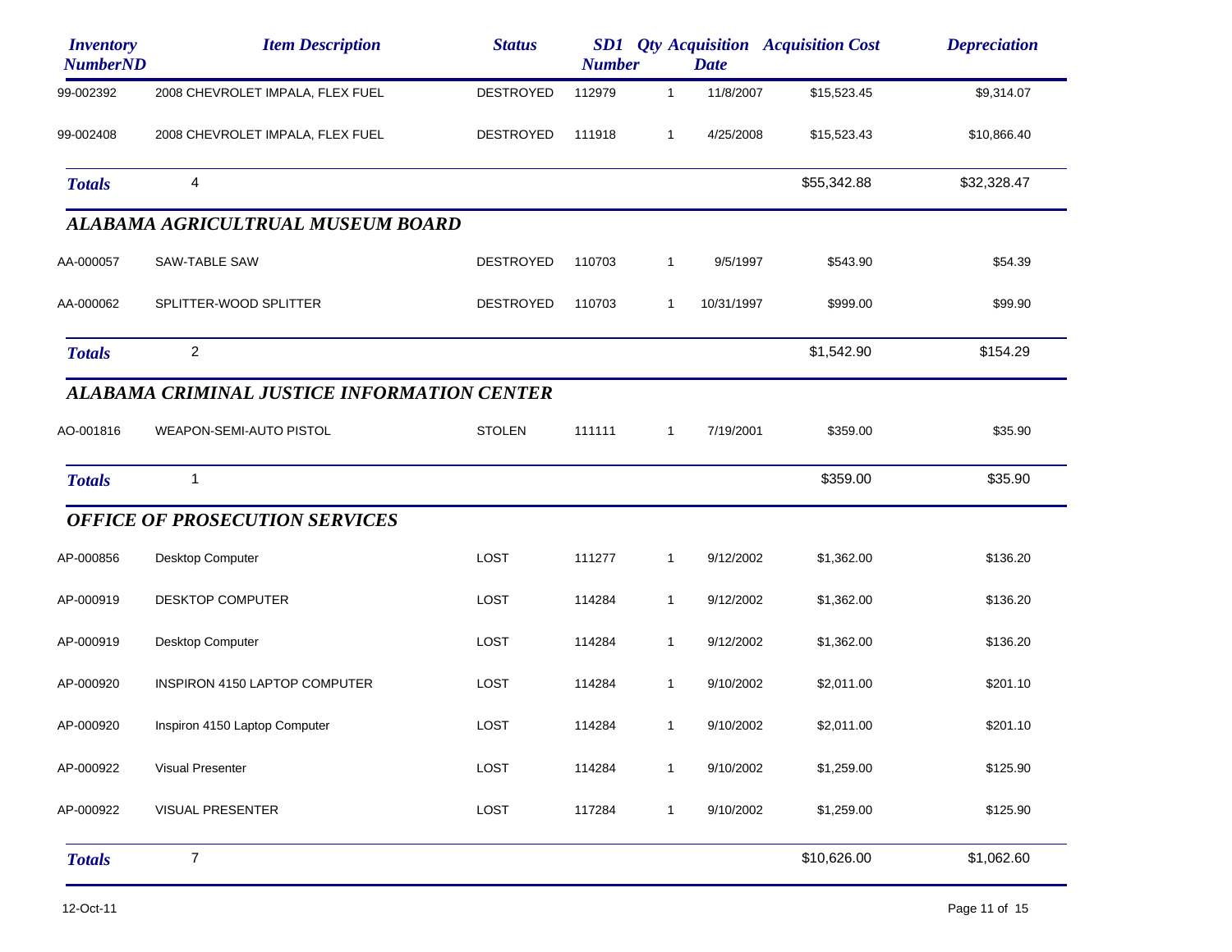| Inventory NumberND | Item Description | Status | SD1 Number | Qty | Acquisition Date | Acquisition Cost | Depreciation |
|---|---|---|---|---|---|---|---|
| 99-002392 | 2008 CHEVROLET IMPALA, FLEX FUEL | DESTROYED | 112979 | 1 | 11/8/2007 | $15,523.45 | $9,314.07 |
| 99-002408 | 2008 CHEVROLET IMPALA, FLEX FUEL | DESTROYED | 111918 | 1 | 4/25/2008 | $15,523.43 | $10,866.40 |
| ***Totals*** | 4 | | | | | $55,342.88 | $32,328.47 |

## *ALABAMA AGRICULTRUAL MUSEUM BOARD*

| Inventory NumberND | Item Description | Status | SD1 Number | Qty | Acquisition Date | Acquisition Cost | Depreciation |
|---|---|---|---|---|---|---|---|
| AA-000057 | SAW-TABLE SAW | DESTROYED | 110703 | 1 | 9/5/1997 | $543.90 | $54.39 |
| AA-000062 | SPLITTER-WOOD SPLITTER | DESTROYED | 110703 | 1 | 10/31/1997 | $999.00 | $99.90 |
| ***Totals*** | 2 | | | | | $1,542.90 | $154.29 |

## *ALABAMA CRIMINAL JUSTICE INFORMATION CENTER*

| Inventory NumberND | Item Description | Status | SD1 Number | Qty | Acquisition Date | Acquisition Cost | Depreciation |
|---|---|---|---|---|---|---|---|
| AO-001816 | WEAPON-SEMI-AUTO PISTOL | STOLEN | 111111 | 1 | 7/19/2001 | $359.00 | $35.90 |
| ***Totals*** | 1 | | | | | $359.00 | $35.90 |

## *OFFICE OF PROSECUTION SERVICES*

| Inventory NumberND | Item Description | Status | SD1 Number | Qty | Acquisition Date | Acquisition Cost | Depreciation |
|---|---|---|---|---|---|---|---|
| AP-000856 | Desktop Computer | LOST | 111277 | 1 | 9/12/2002 | $1,362.00 | $136.20 |
| AP-000919 | DESKTOP COMPUTER | LOST | 114284 | 1 | 9/12/2002 | $1,362.00 | $136.20 |
| AP-000919 | Desktop Computer | LOST | 114284 | 1 | 9/12/2002 | $1,362.00 | $136.20 |
| AP-000920 | INSPIRON 4150 LAPTOP COMPUTER | LOST | 114284 | 1 | 9/10/2002 | $2,011.00 | $201.10 |
| AP-000920 | Inspiron 4150 Laptop Computer | LOST | 114284 | 1 | 9/10/2002 | $2,011.00 | $201.10 |
| AP-000922 | Visual Presenter | LOST | 114284 | 1 | 9/10/2002 | $1,259.00 | $125.90 |
| AP-000922 | VISUAL PRESENTER | LOST | 117284 | 1 | 9/10/2002 | $1,259.00 | $125.90 |
| ***Totals*** | 7 | | | | | $10,626.00 | $1,062.60 |

12-Oct-11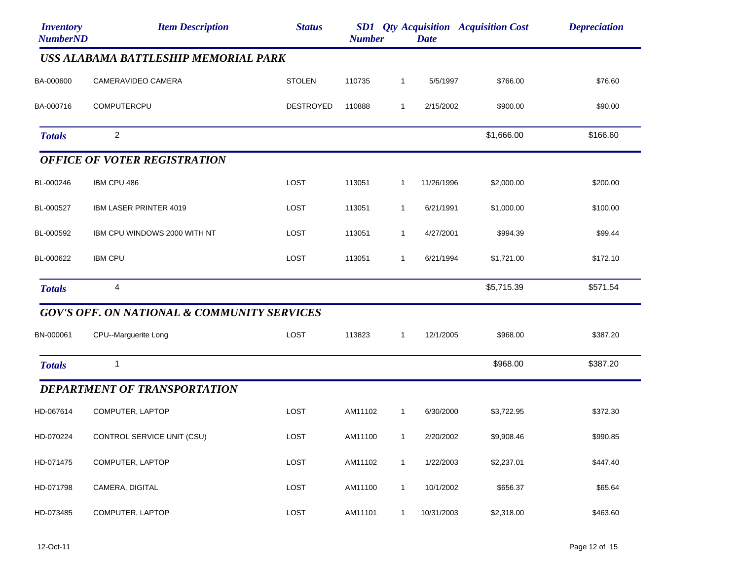| Inventory NumberND | Item Description | Status | SD1 Number | Qty | Acquisition Date | Acquisition Cost | Depreciation |
|---|---|---|---|---|---|---|---|
| **USS ALABAMA BATTLESHIP MEMORIAL PARK** | | | | | | | |
| BA-000600 | CAMERAVIDEO CAMERA | STOLEN | 110735 | 1 | 5/5/1997 | $766.00 | $76.60 |
| BA-000716 | COMPUTERCPU | DESTROYED | 110888 | 1 | 2/15/2002 | $900.00 | $90.00 |
| **Totals** | 2 | | | | | $1,666.00 | $166.60 |
| **OFFICE OF VOTER REGISTRATION** | | | | | | | |
| BL-000246 | IBM CPU 486 | LOST | 113051 | 1 | 11/26/1996 | $2,000.00 | $200.00 |
| BL-000527 | IBM LASER PRINTER 4019 | LOST | 113051 | 1 | 6/21/1991 | $1,000.00 | $100.00 |
| BL-000592 | IBM CPU WINDOWS 2000 WITH NT | LOST | 113051 | 1 | 4/27/2001 | $994.39 | $99.44 |
| BL-000622 | IBM CPU | LOST | 113051 | 1 | 6/21/1994 | $1,721.00 | $172.10 |
| **Totals** | 4 | | | | | $5,715.39 | $571.54 |
| **GOV'S OFF. ON NATIONAL & COMMUNITY SERVICES** | | | | | | | |
| BN-000061 | CPU--Marguerite Long | LOST | 113823 | 1 | 12/1/2005 | $968.00 | $387.20 |
| **Totals** | 1 | | | | | $968.00 | $387.20 |
| **DEPARTMENT OF TRANSPORTATION** | | | | | | | |
| HD-067614 | COMPUTER, LAPTOP | LOST | AM11102 | 1 | 6/30/2000 | $3,722.95 | $372.30 |
| HD-070224 | CONTROL SERVICE UNIT (CSU) | LOST | AM11100 | 1 | 2/20/2002 | $9,908.46 | $990.85 |
| HD-071475 | COMPUTER, LAPTOP | LOST | AM11102 | 1 | 1/22/2003 | $2,237.01 | $447.40 |
| HD-071798 | CAMERA, DIGITAL | LOST | AM11100 | 1 | 10/1/2002 | $656.37 | $65.64 |
| HD-073485 | COMPUTER, LAPTOP | LOST | AM11101 | 1 | 10/31/2003 | $2,318.00 | $463.60 |

12-Oct-11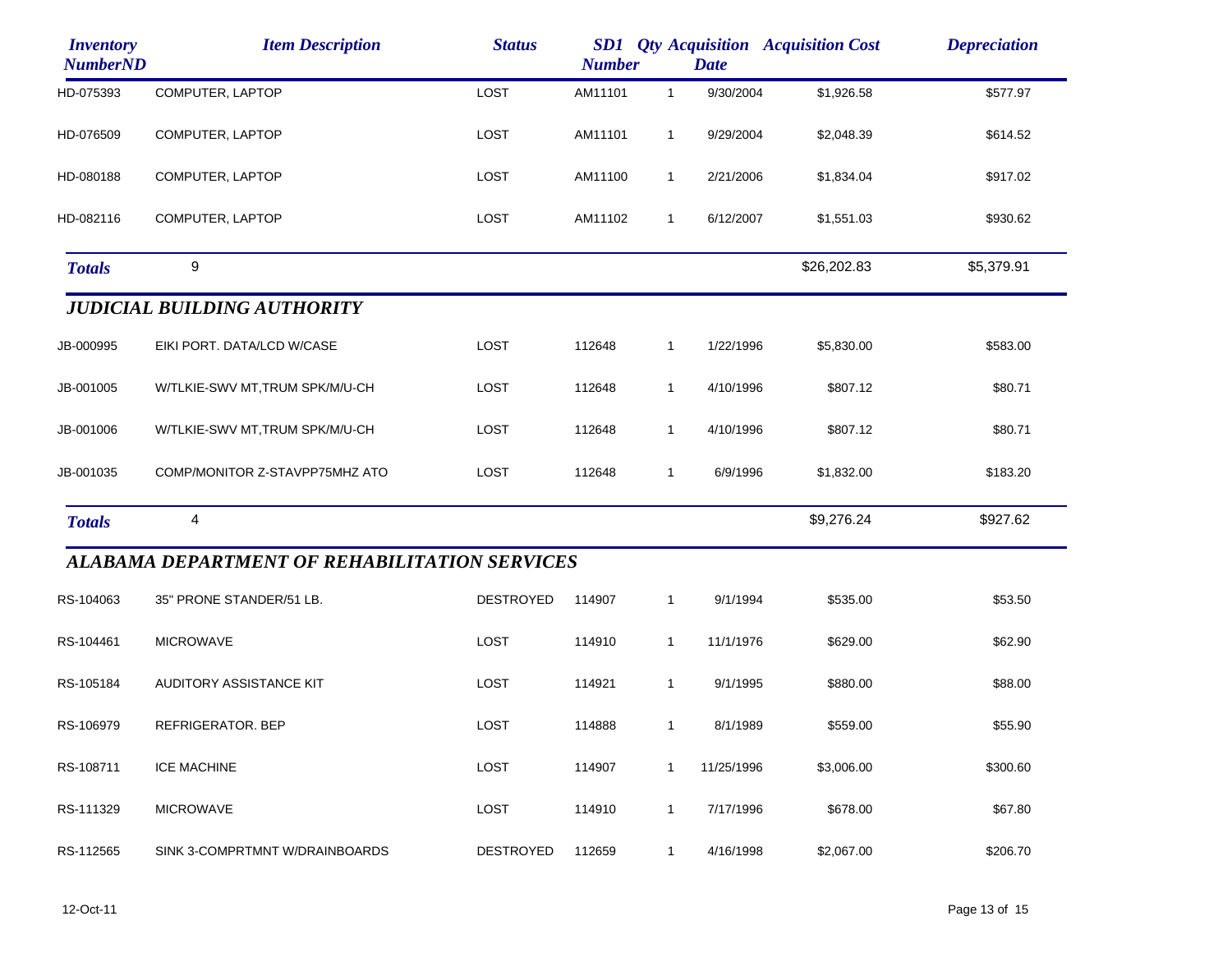| Inventory NumberND | Item Description | Status | SD1 Number | Qty | Acquisition Date | Acquisition Cost | Depreciation |
|---|---|---|---|---|---|---|---|
| HD-075393 | COMPUTER, LAPTOP | LOST | AM11101 | 1 | 9/30/2004 | $1,926.58 | $577.97 |
| HD-076509 | COMPUTER, LAPTOP | LOST | AM11101 | 1 | 9/29/2004 | $2,048.39 | $614.52 |
| HD-080188 | COMPUTER, LAPTOP | LOST | AM11100 | 1 | 2/21/2006 | $1,834.04 | $917.02 |
| HD-082116 | COMPUTER, LAPTOP | LOST | AM11102 | 1 | 6/12/2007 | $1,551.03 | $930.62 |
| ***Totals*** | 9 | | | | | $26,202.83 | $5,379.91 |

### *JUDICIAL BUILDING AUTHORITY*

| Inventory NumberND | Item Description | Status | SD1 Number | Qty | Acquisition Date | Acquisition Cost | Depreciation |
|---|---|---|---|---|---|---|---|
| JB-000995 | EIKI PORT. DATA/LCD W/CASE | LOST | 112648 | 1 | 1/22/1996 | $5,830.00 | $583.00 |
| JB-001005 | W/TLKIE-SWV MT,TRUM SPK/M/U-CH | LOST | 112648 | 1 | 4/10/1996 | $807.12 | $80.71 |
| JB-001006 | W/TLKIE-SWV MT,TRUM SPK/M/U-CH | LOST | 112648 | 1 | 4/10/1996 | $807.12 | $80.71 |
| JB-001035 | COMP/MONITOR Z-STAVPP75MHZ ATO | LOST | 112648 | 1 | 6/9/1996 | $1,832.00 | $183.20 |
| ***Totals*** | 4 | | | | | $9,276.24 | $927.62 |

### *ALABAMA DEPARTMENT OF REHABILITATION SERVICES*

| Inventory NumberND | Item Description | Status | SD1 Number | Qty | Acquisition Date | Acquisition Cost | Depreciation |
|---|---|---|---|---|---|---|---|
| RS-104063 | 35" PRONE STANDER/51 LB. | DESTROYED | 114907 | 1 | 9/1/1994 | $535.00 | $53.50 |
| RS-104461 | MICROWAVE | LOST | 114910 | 1 | 11/1/1976 | $629.00 | $62.90 |
| RS-105184 | AUDITORY ASSISTANCE KIT | LOST | 114921 | 1 | 9/1/1995 | $880.00 | $88.00 |
| RS-106979 | REFRIGERATOR. BEP | LOST | 114888 | 1 | 8/1/1989 | $559.00 | $55.90 |
| RS-108711 | ICE MACHINE | LOST | 114907 | 1 | 11/25/1996 | $3,006.00 | $300.60 |
| RS-111329 | MICROWAVE | LOST | 114910 | 1 | 7/17/1996 | $678.00 | $67.80 |
| RS-112565 | SINK 3-COMPRTMNT W/DRAINBOARDS | DESTROYED | 112659 | 1 | 4/16/1998 | $2,067.00 | $206.70 |

12-Oct-11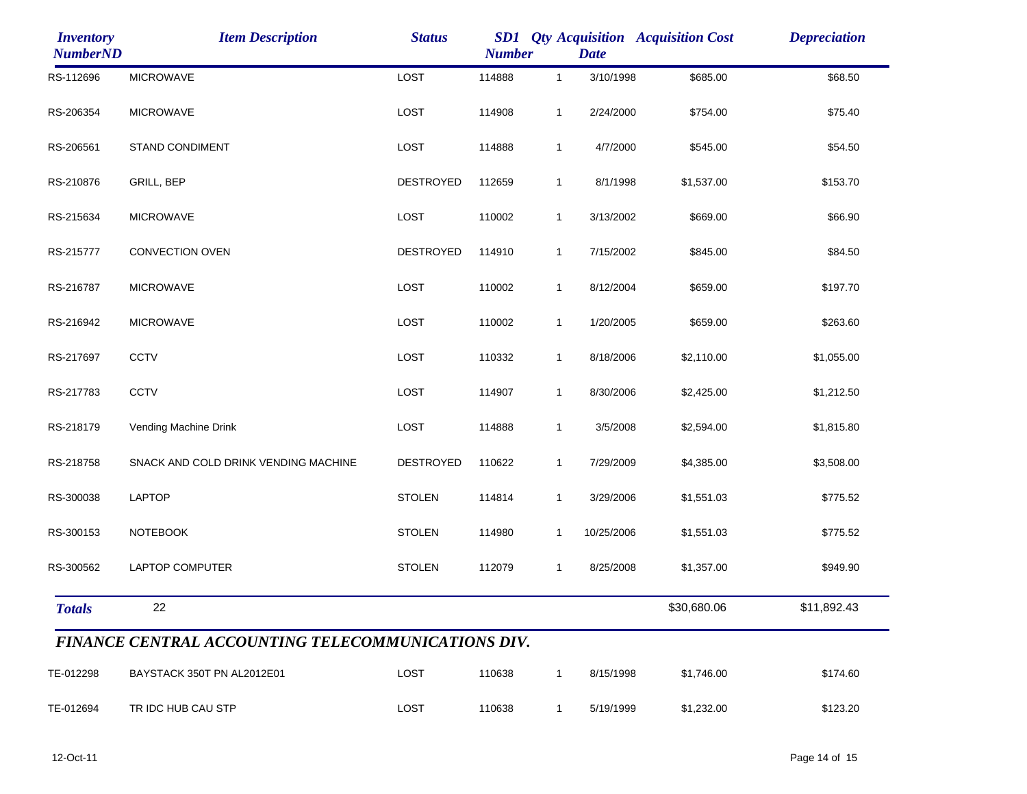| Inventory NumberND | Item Description | Status | SD1 Number | Qty | Acquisition Date | Acquisition Cost | Depreciation |
|---|---|---|---|---|---|---|---|
| RS-112696 | MICROWAVE | LOST | 114888 | 1 | 3/10/1998 | $685.00 | $68.50 |
| RS-206354 | MICROWAVE | LOST | 114908 | 1 | 2/24/2000 | $754.00 | $75.40 |
| RS-206561 | STAND CONDIMENT | LOST | 114888 | 1 | 4/7/2000 | $545.00 | $54.50 |
| RS-210876 | GRILL, BEP | DESTROYED | 112659 | 1 | 8/1/1998 | $1,537.00 | $153.70 |
| RS-215634 | MICROWAVE | LOST | 110002 | 1 | 3/13/2002 | $669.00 | $66.90 |
| RS-215777 | CONVECTION OVEN | DESTROYED | 114910 | 1 | 7/15/2002 | $845.00 | $84.50 |
| RS-216787 | MICROWAVE | LOST | 110002 | 1 | 8/12/2004 | $659.00 | $197.70 |
| RS-216942 | MICROWAVE | LOST | 110002 | 1 | 1/20/2005 | $659.00 | $263.60 |
| RS-217697 | CCTV | LOST | 110332 | 1 | 8/18/2006 | $2,110.00 | $1,055.00 |
| RS-217783 | CCTV | LOST | 114907 | 1 | 8/30/2006 | $2,425.00 | $1,212.50 |
| RS-218179 | Vending Machine Drink | LOST | 114888 | 1 | 3/5/2008 | $2,594.00 | $1,815.80 |
| RS-218758 | SNACK AND COLD DRINK VENDING MACHINE | DESTROYED | 110622 | 1 | 7/29/2009 | $4,385.00 | $3,508.00 |
| RS-300038 | LAPTOP | STOLEN | 114814 | 1 | 3/29/2006 | $1,551.03 | $775.52 |
| RS-300153 | NOTEBOOK | STOLEN | 114980 | 1 | 10/25/2006 | $1,551.03 | $775.52 |
| RS-300562 | LAPTOP COMPUTER | STOLEN | 112079 | 1 | 8/25/2008 | $1,357.00 | $949.90 |
| ***Totals*** | 22 | | | | | $30,680.06 | $11,892.43 |

## *FINANCE CENTRAL ACCOUNTING TELECOMMUNICATIONS DIV.*

| Inventory NumberND | Item Description | Status | SD1 Number | Qty | Acquisition Date | Acquisition Cost | Depreciation |
|---|---|---|---|---|---|---|---|
| TE-012298 | BAYSTACK 350T PN AL2012E01 | LOST | 110638 | 1 | 8/15/1998 | $1,746.00 | $174.60 |
| TE-012694 | TR IDC HUB CAU STP | LOST | 110638 | 1 | 5/19/1999 | $1,232.00 | $123.20 |

12-Oct-11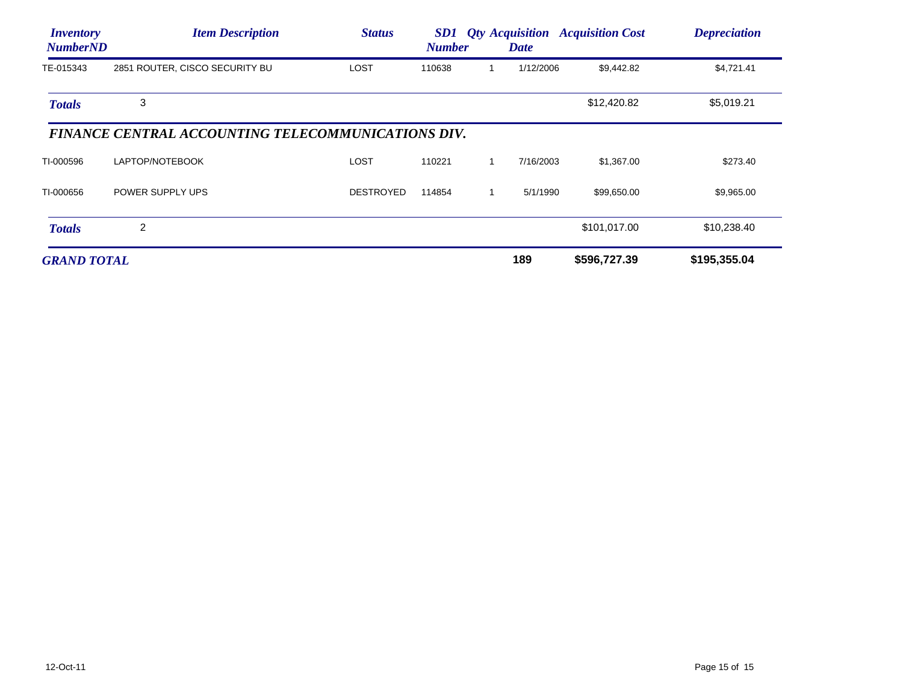| Inventory NumberND | Item Description | Status | SD1 Number | Qty | Acquisition Date | Acquisition Cost | Depreciation |
| --- | --- | --- | --- | --- | --- | --- | --- |
| TE-015343 | 2851 ROUTER, CISCO SECURITY BU | LOST | 110638 | 1 | 1/12/2006 | $9,442.82 | $4,721.41 |
| ***Totals*** | 3 | | | | | $12,420.82 | $5,019.21 |

### *FINANCE CENTRAL ACCOUNTING TELECOMMUNICATIONS DIV.*

| Inventory NumberND | Item Description | Status | SD1 Number | Qty | Acquisition Date | Acquisition Cost | Depreciation |
| --- | --- | --- | --- | --- | --- | --- | --- |
| TI-000596 | LAPTOP/NOTEBOOK | LOST | 110221 | 1 | 7/16/2003 | $1,367.00 | $273.40 |
| TI-000656 | POWER SUPPLY UPS | DESTROYED | 114854 | 1 | 5/1/1990 | $99,650.00 | $9,965.00 |
| ***Totals*** | 2 | | | | | $101,017.00 | $10,238.40 |
| ***GRAND TOTAL*** | | | | | **189** | **$596,727.39** | **$195,355.04** |

12-Oct-11